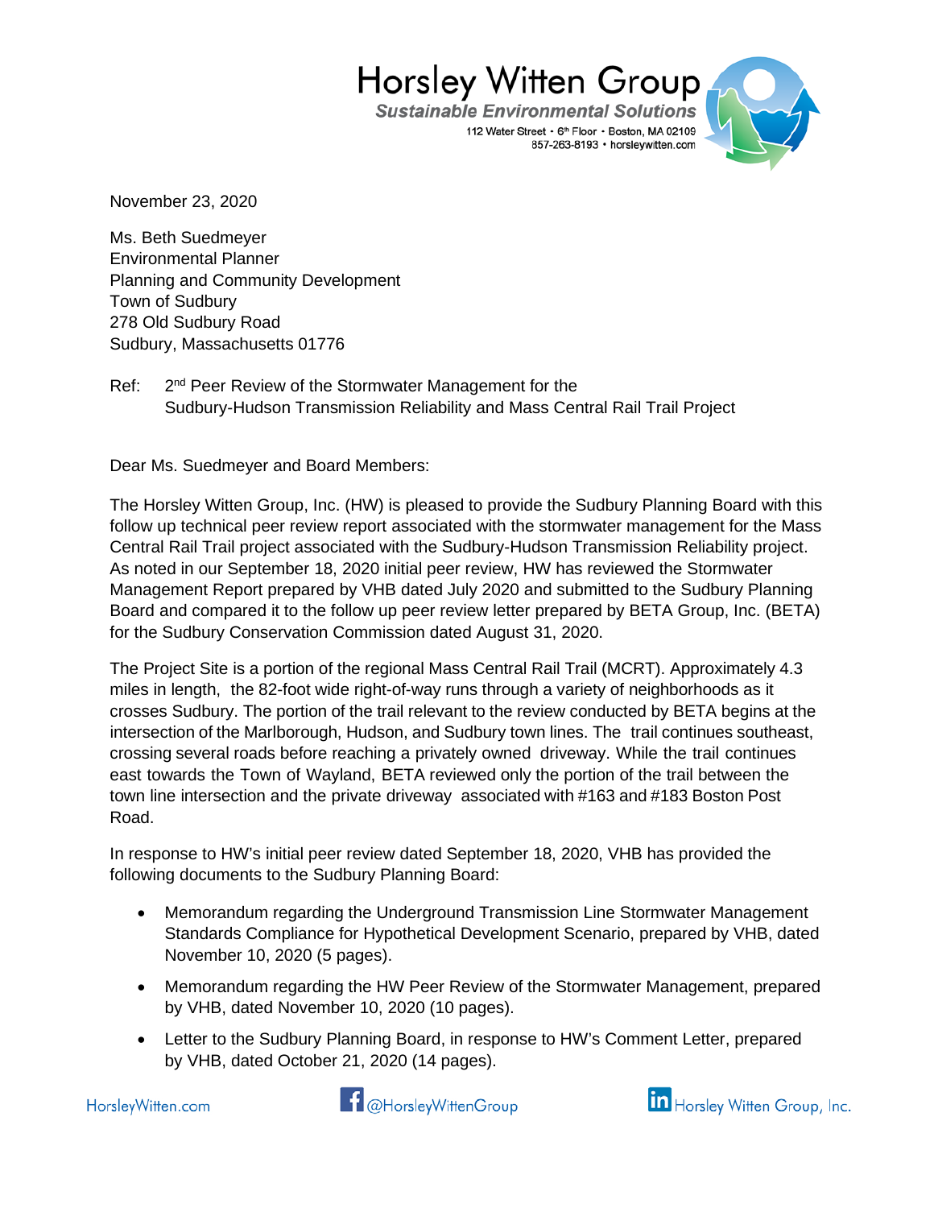Horsley Witten Group
*Sustainable Environmental Solutions*
112 Water Street • 6th Floor • Boston, MA 02109
857-263-8193 • horsleywitten.com

November 23, 2020

Ms. Beth Suedmeyer
Environmental Planner
Planning and Community Development
Town of Sudbury
278 Old Sudbury Road
Sudbury, Massachusetts 01776

Ref: 2nd Peer Review of the Stormwater Management for the Sudbury-Hudson Transmission Reliability and Mass Central Rail Trail Project

Dear Ms. Suedmeyer and Board Members:

The Horsley Witten Group, Inc. (HW) is pleased to provide the Sudbury Planning Board with this follow up technical peer review report associated with the stormwater management for the Mass Central Rail Trail project associated with the Sudbury-Hudson Transmission Reliability project. As noted in our September 18, 2020 initial peer review, HW has reviewed the Stormwater Management Report prepared by VHB dated July 2020 and submitted to the Sudbury Planning Board and compared it to the follow up peer review letter prepared by BETA Group, Inc. (BETA) for the Sudbury Conservation Commission dated August 31, 2020.

The Project Site is a portion of the regional Mass Central Rail Trail (MCRT). Approximately 4.3 miles in length, the 82-foot wide right-of-way runs through a variety of neighborhoods as it crosses Sudbury. The portion of the trail relevant to the review conducted by BETA begins at the intersection of the Marlborough, Hudson, and Sudbury town lines. The trail continues southeast, crossing several roads before reaching a privately owned driveway. While the trail continues east towards the Town of Wayland, BETA reviewed only the portion of the trail between the town line intersection and the private driveway associated with #163 and #183 Boston Post Road.

In response to HW's initial peer review dated September 18, 2020, VHB has provided the following documents to the Sudbury Planning Board:

- Memorandum regarding the Underground Transmission Line Stormwater Management Standards Compliance for Hypothetical Development Scenario, prepared by VHB, dated November 10, 2020 (5 pages).
- Memorandum regarding the HW Peer Review of the Stormwater Management, prepared by VHB, dated November 10, 2020 (10 pages).
- Letter to the Sudbury Planning Board, in response to HW's Comment Letter, prepared by VHB, dated October 21, 2020 (14 pages).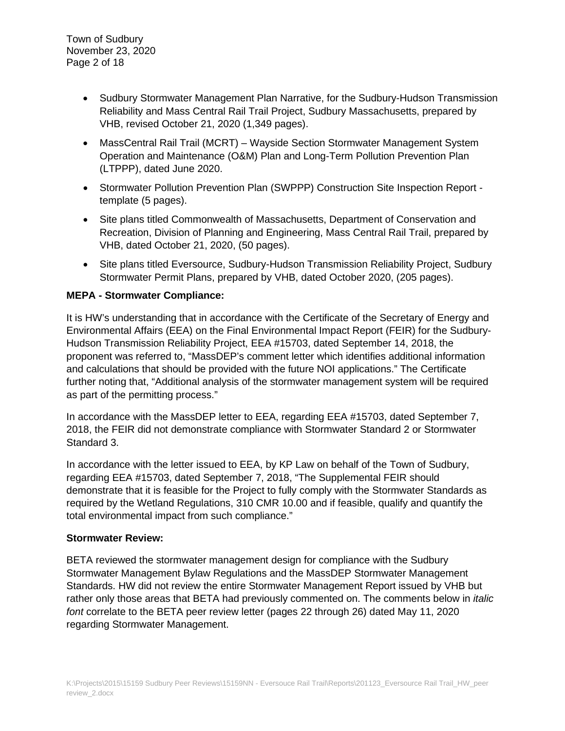- Sudbury Stormwater Management Plan Narrative, for the Sudbury-Hudson Transmission Reliability and Mass Central Rail Trail Project, Sudbury Massachusetts, prepared by VHB, revised October 21, 2020 (1,349 pages).
- MassCentral Rail Trail (MCRT) – Wayside Section Stormwater Management System Operation and Maintenance (O&M) Plan and Long-Term Pollution Prevention Plan (LTPPP), dated June 2020.
- Stormwater Pollution Prevention Plan (SWPPP) Construction Site Inspection Report - template (5 pages).
- Site plans titled Commonwealth of Massachusetts, Department of Conservation and Recreation, Division of Planning and Engineering, Mass Central Rail Trail, prepared by VHB, dated October 21, 2020, (50 pages).
- Site plans titled Eversource, Sudbury-Hudson Transmission Reliability Project, Sudbury Stormwater Permit Plans, prepared by VHB, dated October 2020, (205 pages).

**MEPA - Stormwater Compliance:**

It is HW's understanding that in accordance with the Certificate of the Secretary of Energy and Environmental Affairs (EEA) on the Final Environmental Impact Report (FEIR) for the Sudbury-Hudson Transmission Reliability Project, EEA #15703, dated September 14, 2018, the proponent was referred to, "MassDEP's comment letter which identifies additional information and calculations that should be provided with the future NOI applications." The Certificate further noting that, "Additional analysis of the stormwater management system will be required as part of the permitting process."

In accordance with the MassDEP letter to EEA, regarding EEA #15703, dated September 7, 2018, the FEIR did not demonstrate compliance with Stormwater Standard 2 or Stormwater Standard 3.

In accordance with the letter issued to EEA, by KP Law on behalf of the Town of Sudbury, regarding EEA #15703, dated September 7, 2018, "The Supplemental FEIR should demonstrate that it is feasible for the Project to fully comply with the Stormwater Standards as required by the Wetland Regulations, 310 CMR 10.00 and if feasible, qualify and quantify the total environmental impact from such compliance."

**Stormwater Review:**

BETA reviewed the stormwater management design for compliance with the Sudbury Stormwater Management Bylaw Regulations and the MassDEP Stormwater Management Standards. HW did not review the entire Stormwater Management Report issued by VHB but rather only those areas that BETA had previously commented on. The comments below in *italic font* correlate to the BETA peer review letter (pages 22 through 26) dated May 11, 2020 regarding Stormwater Management.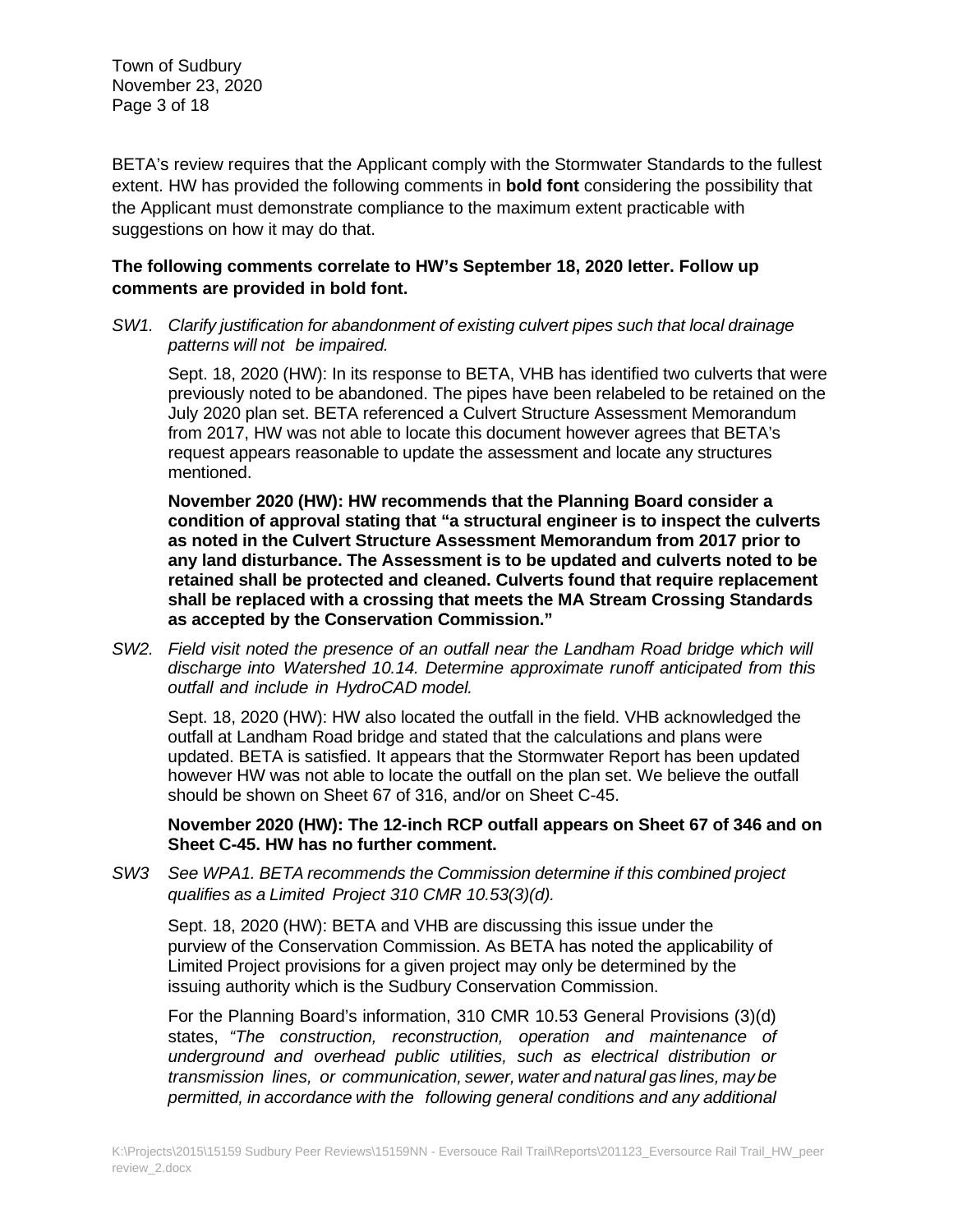BETA's review requires that the Applicant comply with the Stormwater Standards to the fullest extent. HW has provided the following comments in **bold font** considering the possibility that the Applicant must demonstrate compliance to the maximum extent practicable with suggestions on how it may do that.

**The following comments correlate to HW's September 18, 2020 letter. Follow up comments are provided in bold font.**

*SW1. Clarify justification for abandonment of existing culvert pipes such that local drainage patterns will not be impaired.*

Sept. 18, 2020 (HW): In its response to BETA, VHB has identified two culverts that were previously noted to be abandoned. The pipes have been relabeled to be retained on the July 2020 plan set. BETA referenced a Culvert Structure Assessment Memorandum from 2017, HW was not able to locate this document however agrees that BETA's request appears reasonable to update the assessment and locate any structures mentioned.

**November 2020 (HW): HW recommends that the Planning Board consider a condition of approval stating that "a structural engineer is to inspect the culverts as noted in the Culvert Structure Assessment Memorandum from 2017 prior to any land disturbance. The Assessment is to be updated and culverts noted to be retained shall be protected and cleaned. Culverts found that require replacement shall be replaced with a crossing that meets the MA Stream Crossing Standards as accepted by the Conservation Commission."**

*SW2. Field visit noted the presence of an outfall near the Landham Road bridge which will discharge into Watershed 10.14. Determine approximate runoff anticipated from this outfall and include in HydroCAD model.*

Sept. 18, 2020 (HW): HW also located the outfall in the field. VHB acknowledged the outfall at Landham Road bridge and stated that the calculations and plans were updated. BETA is satisfied. It appears that the Stormwater Report has been updated however HW was not able to locate the outfall on the plan set. We believe the outfall should be shown on Sheet 67 of 316, and/or on Sheet C-45.

**November 2020 (HW): The 12-inch RCP outfall appears on Sheet 67 of 346 and on Sheet C-45. HW has no further comment.**

*SW3 See WPA1. BETA recommends the Commission determine if this combined project qualifies as a Limited Project 310 CMR 10.53(3)(d).*

Sept. 18, 2020 (HW): BETA and VHB are discussing this issue under the purview of the Conservation Commission. As BETA has noted the applicability of Limited Project provisions for a given project may only be determined by the issuing authority which is the Sudbury Conservation Commission.

For the Planning Board's information, 310 CMR 10.53 General Provisions (3)(d) states, *"The construction, reconstruction, operation and maintenance of underground and overhead public utilities, such as electrical distribution or transmission lines, or communication, sewer, water and natural gas lines, may be permitted, in accordance with the following general conditions and any additional*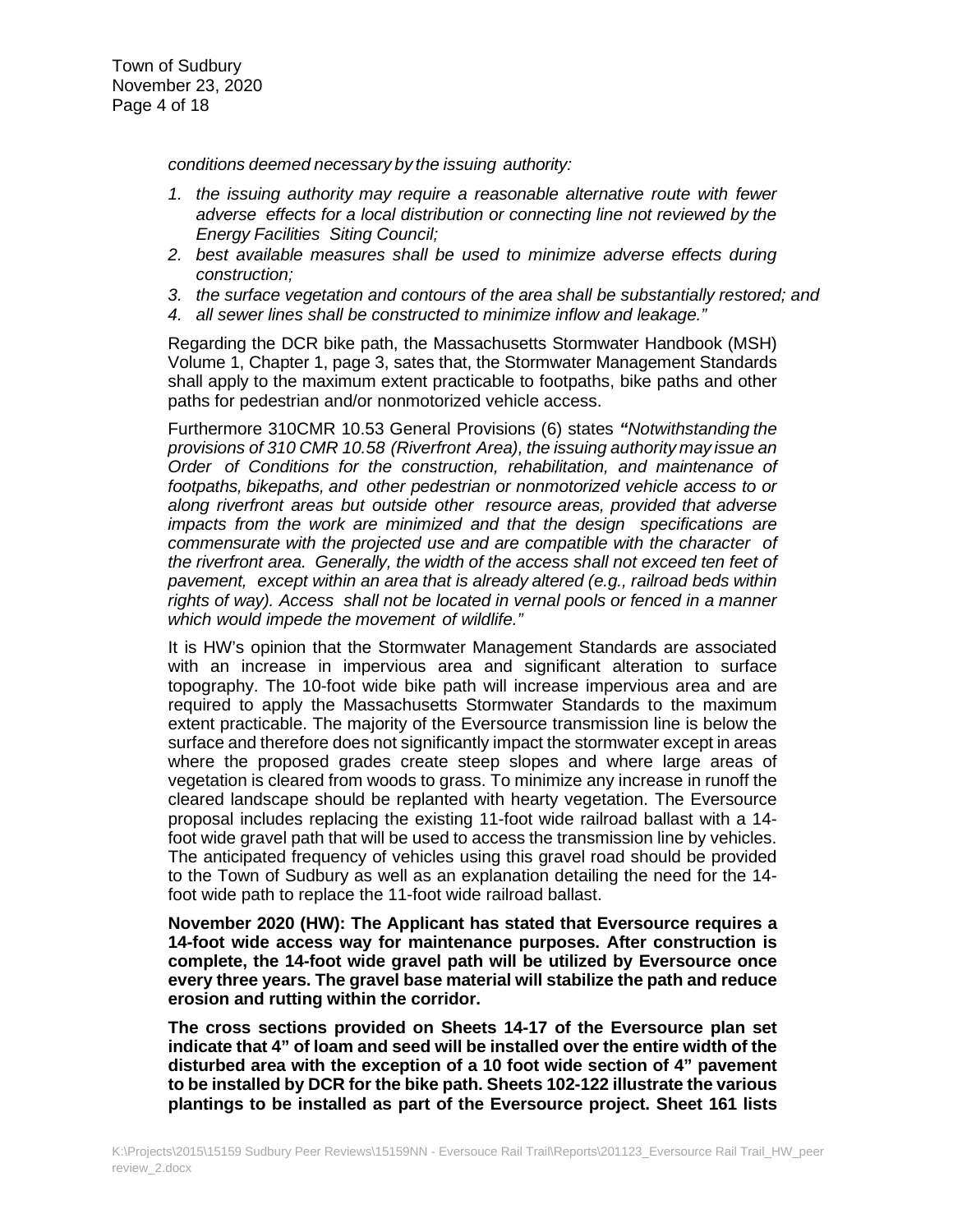*conditions deemed necessary by the issuing authority:*

1. *the issuing authority may require a reasonable alternative route with fewer adverse effects for a local distribution or connecting line not reviewed by the Energy Facilities Siting Council;*
2. *best available measures shall be used to minimize adverse effects during construction;*
3. *the surface vegetation and contours of the area shall be substantially restored; and*
4. *all sewer lines shall be constructed to minimize inflow and leakage."*

Regarding the DCR bike path, the Massachusetts Stormwater Handbook (MSH) Volume 1, Chapter 1, page 3, sates that, the Stormwater Management Standards shall apply to the maximum extent practicable to footpaths, bike paths and other paths for pedestrian and/or nonmotorized vehicle access.

Furthermore 310CMR 10.53 General Provisions (6) states ***"****Notwithstanding the provisions of 310 CMR 10.58 (Riverfront Area), the issuing authority may issue an Order of Conditions for the construction, rehabilitation, and maintenance of footpaths, bikepaths, and other pedestrian or nonmotorized vehicle access to or along riverfront areas but outside other resource areas, provided that adverse impacts from the work are minimized and that the design specifications are commensurate with the projected use and are compatible with the character of the riverfront area. Generally, the width of the access shall not exceed ten feet of pavement, except within an area that is already altered (e.g., railroad beds within rights of way). Access shall not be located in vernal pools or fenced in a manner which would impede the movement of wildlife."*

It is HW's opinion that the Stormwater Management Standards are associated with an increase in impervious area and significant alteration to surface topography. The 10-foot wide bike path will increase impervious area and are required to apply the Massachusetts Stormwater Standards to the maximum extent practicable. The majority of the Eversource transmission line is below the surface and therefore does not significantly impact the stormwater except in areas where the proposed grades create steep slopes and where large areas of vegetation is cleared from woods to grass. To minimize any increase in runoff the cleared landscape should be replanted with hearty vegetation. The Eversource proposal includes replacing the existing 11-foot wide railroad ballast with a 14-foot wide gravel path that will be used to access the transmission line by vehicles. The anticipated frequency of vehicles using this gravel road should be provided to the Town of Sudbury as well as an explanation detailing the need for the 14-foot wide path to replace the 11-foot wide railroad ballast.

**November 2020 (HW): The Applicant has stated that Eversource requires a 14-foot wide access way for maintenance purposes. After construction is complete, the 14-foot wide gravel path will be utilized by Eversource once every three years. The gravel base material will stabilize the path and reduce erosion and rutting within the corridor.**

**The cross sections provided on Sheets 14-17 of the Eversource plan set indicate that 4" of loam and seed will be installed over the entire width of the disturbed area with the exception of a 10 foot wide section of 4" pavement to be installed by DCR for the bike path. Sheets 102-122 illustrate the various plantings to be installed as part of the Eversource project. Sheet 161 lists**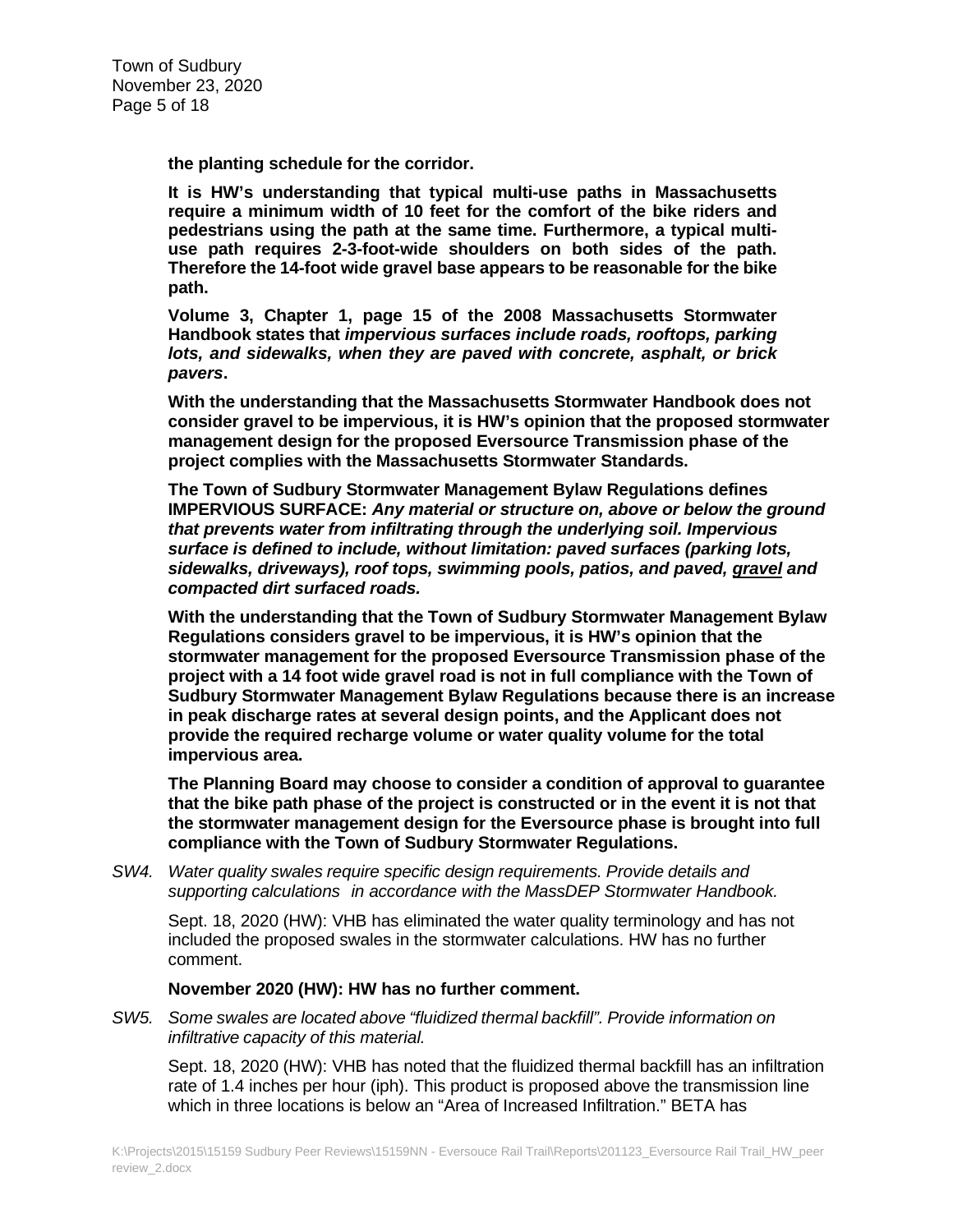**the planting schedule for the corridor.**

**It is HW's understanding that typical multi-use paths in Massachusetts require a minimum width of 10 feet for the comfort of the bike riders and pedestrians using the path at the same time. Furthermore, a typical multi-use path requires 2-3-foot-wide shoulders on both sides of the path. Therefore the 14-foot wide gravel base appears to be reasonable for the bike path.**

**Volume 3, Chapter 1, page 15 of the 2008 Massachusetts Stormwater Handbook states that *impervious surfaces include roads, rooftops, parking lots, and sidewalks, when they are paved with concrete, asphalt, or brick pavers*.**

**With the understanding that the Massachusetts Stormwater Handbook does not consider gravel to be impervious, it is HW's opinion that the proposed stormwater management design for the proposed Eversource Transmission phase of the project complies with the Massachusetts Stormwater Standards.**

**The Town of Sudbury Stormwater Management Bylaw Regulations defines IMPERVIOUS SURFACE: *Any material or structure on, above or below the ground that prevents water from infiltrating through the underlying soil. Impervious surface is defined to include, without limitation: paved surfaces (parking lots, sidewalks, driveways), roof tops, swimming pools, patios, and paved, <u>gravel</u> and compacted dirt surfaced roads.***

**With the understanding that the Town of Sudbury Stormwater Management Bylaw Regulations considers gravel to be impervious, it is HW's opinion that the stormwater management for the proposed Eversource Transmission phase of the project with a 14 foot wide gravel road is not in full compliance with the Town of Sudbury Stormwater Management Bylaw Regulations because there is an increase in peak discharge rates at several design points, and the Applicant does not provide the required recharge volume or water quality volume for the total impervious area.**

**The Planning Board may choose to consider a condition of approval to guarantee that the bike path phase of the project is constructed or in the event it is not that the stormwater management design for the Eversource phase is brought into full compliance with the Town of Sudbury Stormwater Regulations.**

*SW4. Water quality swales require specific design requirements. Provide details and supporting calculations in accordance with the MassDEP Stormwater Handbook.*

Sept. 18, 2020 (HW): VHB has eliminated the water quality terminology and has not included the proposed swales in the stormwater calculations. HW has no further comment.

**November 2020 (HW): HW has no further comment.**

*SW5. Some swales are located above "fluidized thermal backfill". Provide information on infiltrative capacity of this material.*

Sept. 18, 2020 (HW): VHB has noted that the fluidized thermal backfill has an infiltration rate of 1.4 inches per hour (iph). This product is proposed above the transmission line which in three locations is below an "Area of Increased Infiltration." BETA has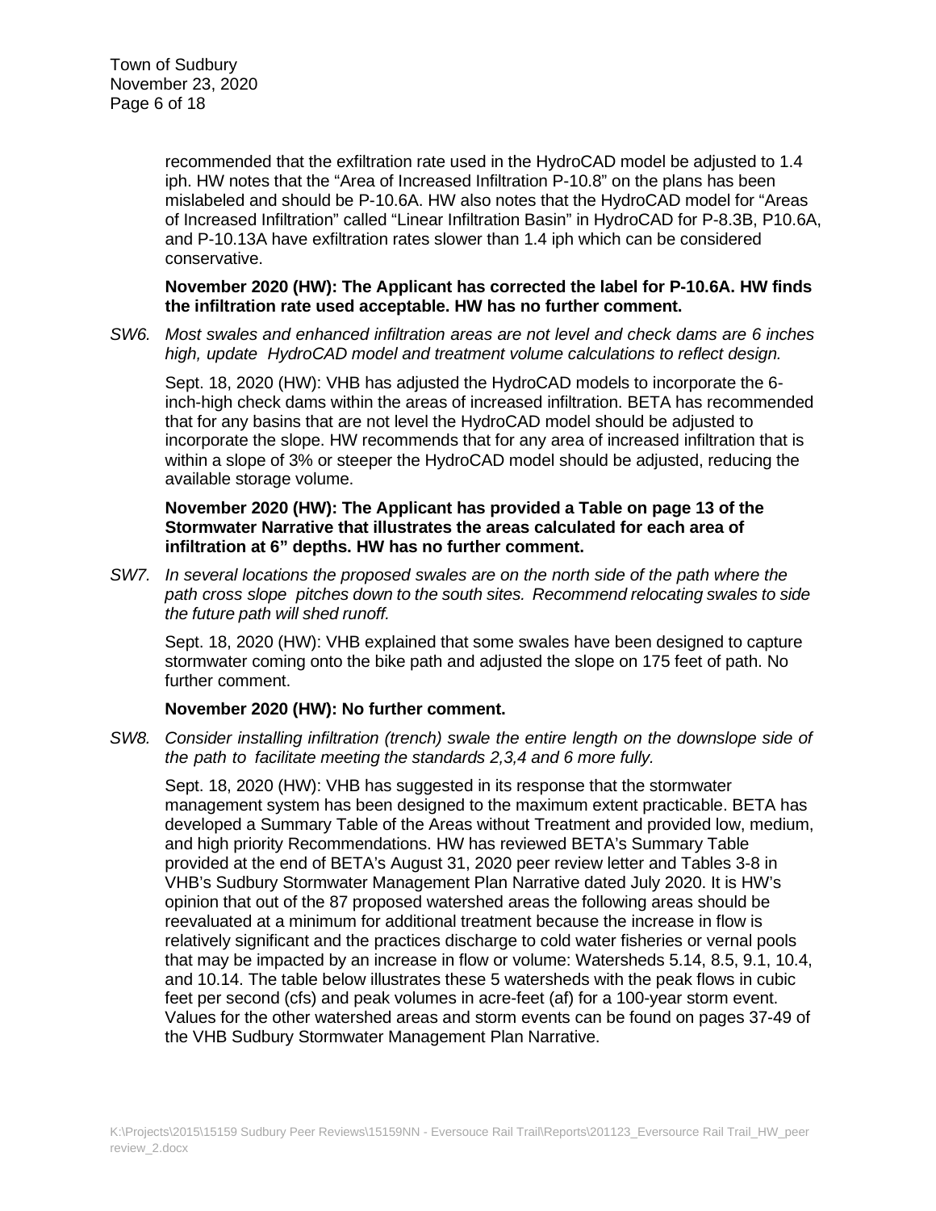recommended that the exfiltration rate used in the HydroCAD model be adjusted to 1.4 iph. HW notes that the "Area of Increased Infiltration P-10.8" on the plans has been mislabeled and should be P-10.6A. HW also notes that the HydroCAD model for "Areas of Increased Infiltration" called "Linear Infiltration Basin" in HydroCAD for P-8.3B, P10.6A, and P-10.13A have exfiltration rates slower than 1.4 iph which can be considered conservative.

**November 2020 (HW): The Applicant has corrected the label for P-10.6A. HW finds the infiltration rate used acceptable. HW has no further comment.**

SW6. *Most swales and enhanced infiltration areas are not level and check dams are 6 inches high, update HydroCAD model and treatment volume calculations to reflect design.*

Sept. 18, 2020 (HW): VHB has adjusted the HydroCAD models to incorporate the 6-inch-high check dams within the areas of increased infiltration. BETA has recommended that for any basins that are not level the HydroCAD model should be adjusted to incorporate the slope. HW recommends that for any area of increased infiltration that is within a slope of 3% or steeper the HydroCAD model should be adjusted, reducing the available storage volume.

**November 2020 (HW): The Applicant has provided a Table on page 13 of the Stormwater Narrative that illustrates the areas calculated for each area of infiltration at 6" depths. HW has no further comment.**

SW7. *In several locations the proposed swales are on the north side of the path where the path cross slope pitches down to the south sites. Recommend relocating swales to side the future path will shed runoff.*

Sept. 18, 2020 (HW): VHB explained that some swales have been designed to capture stormwater coming onto the bike path and adjusted the slope on 175 feet of path. No further comment.

**November 2020 (HW): No further comment.**

SW8. *Consider installing infiltration (trench) swale the entire length on the downslope side of the path to facilitate meeting the standards 2,3,4 and 6 more fully.*

Sept. 18, 2020 (HW): VHB has suggested in its response that the stormwater management system has been designed to the maximum extent practicable. BETA has developed a Summary Table of the Areas without Treatment and provided low, medium, and high priority Recommendations. HW has reviewed BETA's Summary Table provided at the end of BETA's August 31, 2020 peer review letter and Tables 3-8 in VHB's Sudbury Stormwater Management Plan Narrative dated July 2020. It is HW's opinion that out of the 87 proposed watershed areas the following areas should be reevaluated at a minimum for additional treatment because the increase in flow is relatively significant and the practices discharge to cold water fisheries or vernal pools that may be impacted by an increase in flow or volume: Watersheds 5.14, 8.5, 9.1, 10.4, and 10.14. The table below illustrates these 5 watersheds with the peak flows in cubic feet per second (cfs) and peak volumes in acre-feet (af) for a 100-year storm event. Values for the other watershed areas and storm events can be found on pages 37-49 of the VHB Sudbury Stormwater Management Plan Narrative.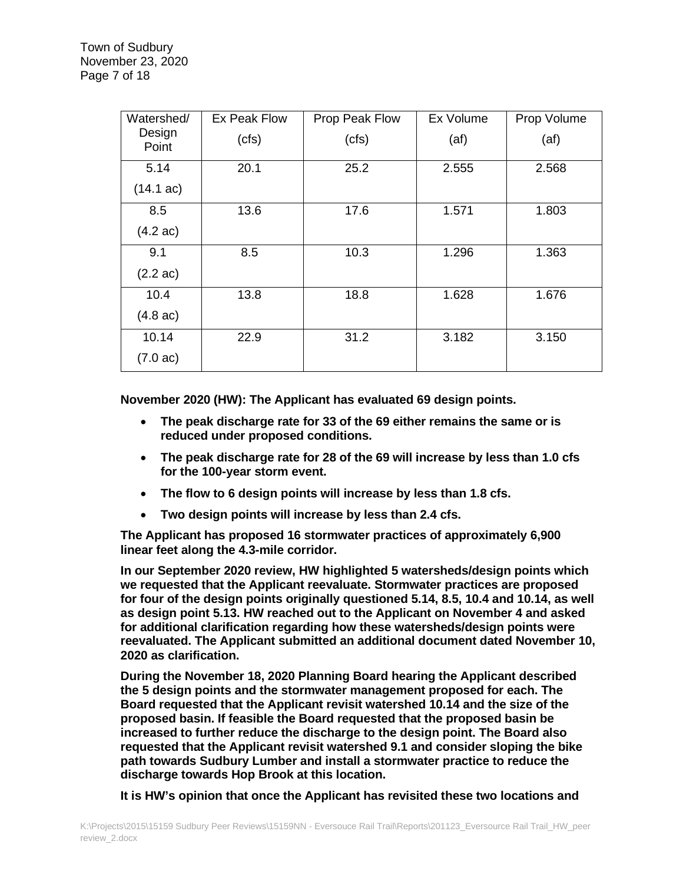| Watershed/ Design Point | Ex Peak Flow (cfs) | Prop Peak Flow (cfs) | Ex Volume (af) | Prop Volume (af) |
|---|---|---|---|---|
| 5.14 (14.1 ac) | 20.1 | 25.2 | 2.555 | 2.568 |
| 8.5 (4.2 ac) | 13.6 | 17.6 | 1.571 | 1.803 |
| 9.1 (2.2 ac) | 8.5 | 10.3 | 1.296 | 1.363 |
| 10.4 (4.8 ac) | 13.8 | 18.8 | 1.628 | 1.676 |
| 10.14 (7.0 ac) | 22.9 | 31.2 | 3.182 | 3.150 |

**November 2020 (HW): The Applicant has evaluated 69 design points.**

- **The peak discharge rate for 33 of the 69 either remains the same or is reduced under proposed conditions.**
- **The peak discharge rate for 28 of the 69 will increase by less than 1.0 cfs for the 100-year storm event.**
- **The flow to 6 design points will increase by less than 1.8 cfs.**
- **Two design points will increase by less than 2.4 cfs.**

**The Applicant has proposed 16 stormwater practices of approximately 6,900 linear feet along the 4.3-mile corridor.**

**In our September 2020 review, HW highlighted 5 watersheds/design points which we requested that the Applicant reevaluate. Stormwater practices are proposed for four of the design points originally questioned 5.14, 8.5, 10.4 and 10.14, as well as design point 5.13. HW reached out to the Applicant on November 4 and asked for additional clarification regarding how these watersheds/design points were reevaluated. The Applicant submitted an additional document dated November 10, 2020 as clarification.**

**During the November 18, 2020 Planning Board hearing the Applicant described the 5 design points and the stormwater management proposed for each. The Board requested that the Applicant revisit watershed 10.14 and the size of the proposed basin. If feasible the Board requested that the proposed basin be increased to further reduce the discharge to the design point. The Board also requested that the Applicant revisit watershed 9.1 and consider sloping the bike path towards Sudbury Lumber and install a stormwater practice to reduce the discharge towards Hop Brook at this location.**

**It is HW's opinion that once the Applicant has revisited these two locations and**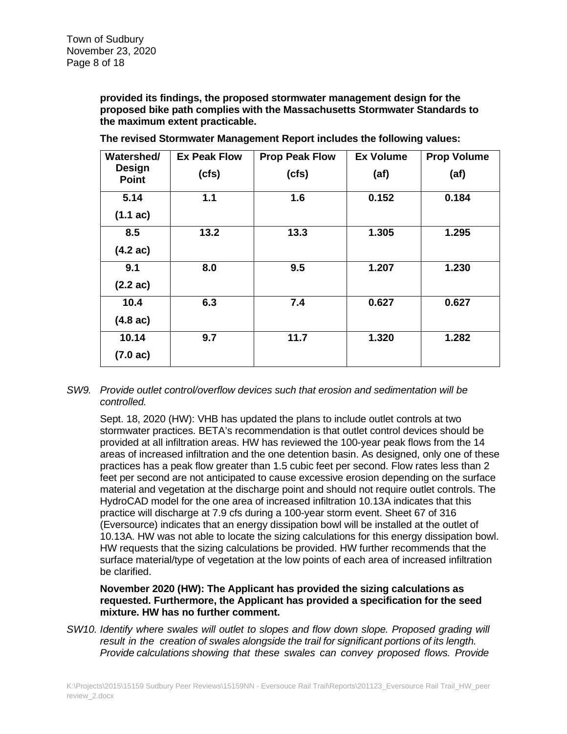**provided its findings, the proposed stormwater management design for the proposed bike path complies with the Massachusetts Stormwater Standards to the maximum extent practicable.**

**The revised Stormwater Management Report includes the following values:**

| Watershed/ Design Point | Ex Peak Flow (cfs) | Prop Peak Flow (cfs) | Ex Volume (af) | Prop Volume (af) |
|---|---|---|---|---|
| 5.14 (1.1 ac) | 1.1 | 1.6 | 0.152 | 0.184 |
| 8.5 (4.2 ac) | 13.2 | 13.3 | 1.305 | 1.295 |
| 9.1 (2.2 ac) | 8.0 | 9.5 | 1.207 | 1.230 |
| 10.4 (4.8 ac) | 6.3 | 7.4 | 0.627 | 0.627 |
| 10.14 (7.0 ac) | 9.7 | 11.7 | 1.320 | 1.282 |

*SW9. Provide outlet control/overflow devices such that erosion and sedimentation will be controlled.*

Sept. 18, 2020 (HW): VHB has updated the plans to include outlet controls at two stormwater practices. BETA's recommendation is that outlet control devices should be provided at all infiltration areas. HW has reviewed the 100-year peak flows from the 14 areas of increased infiltration and the one detention basin. As designed, only one of these practices has a peak flow greater than 1.5 cubic feet per second. Flow rates less than 2 feet per second are not anticipated to cause excessive erosion depending on the surface material and vegetation at the discharge point and should not require outlet controls. The HydroCAD model for the one area of increased infiltration 10.13A indicates that this practice will discharge at 7.9 cfs during a 100-year storm event. Sheet 67 of 316 (Eversource) indicates that an energy dissipation bowl will be installed at the outlet of 10.13A. HW was not able to locate the sizing calculations for this energy dissipation bowl. HW requests that the sizing calculations be provided. HW further recommends that the surface material/type of vegetation at the low points of each area of increased infiltration be clarified.

**November 2020 (HW): The Applicant has provided the sizing calculations as requested. Furthermore, the Applicant has provided a specification for the seed mixture. HW has no further comment.**

*SW10. Identify where swales will outlet to slopes and flow down slope. Proposed grading will result in the creation of swales alongside the trail for significant portions of its length. Provide calculations showing that these swales can convey proposed flows. Provide*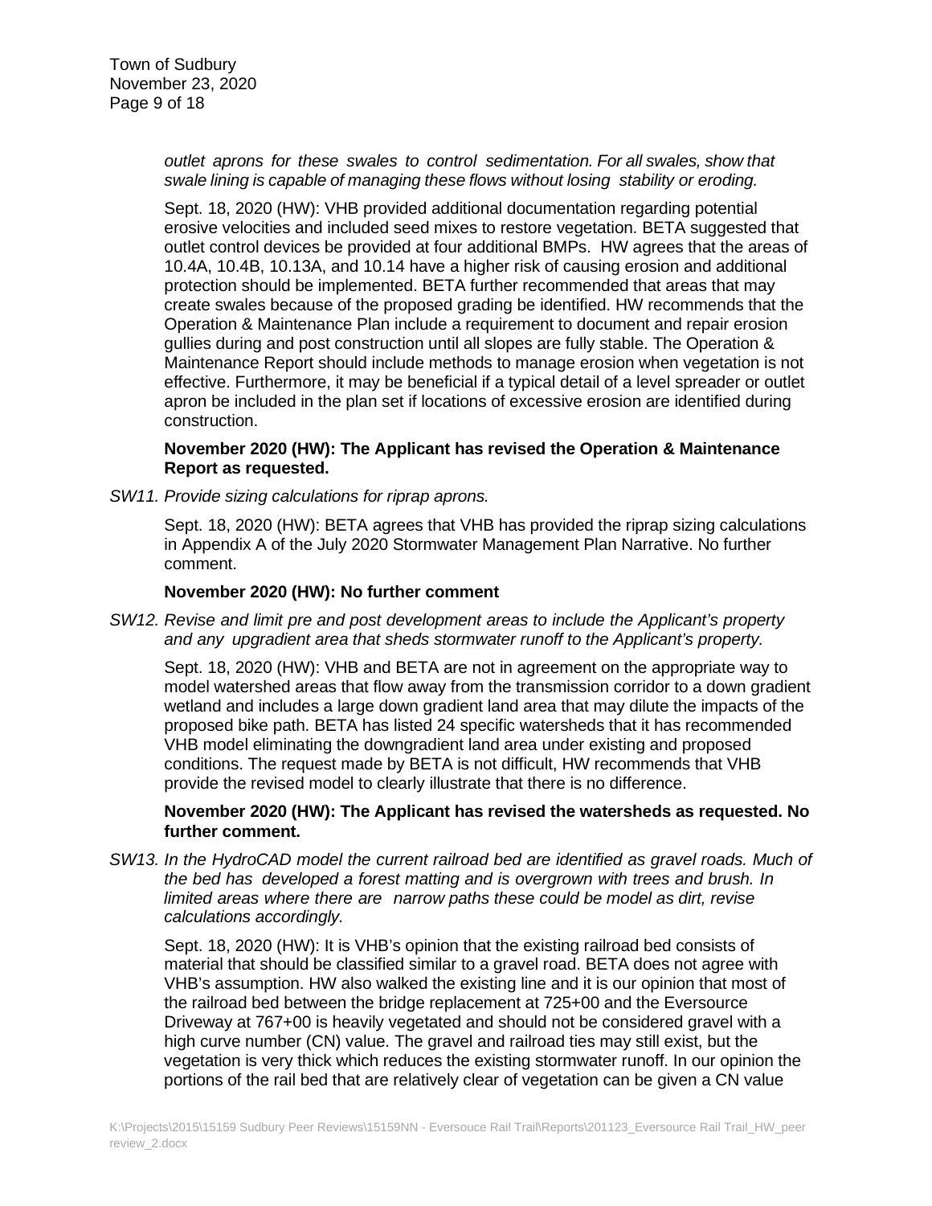*outlet aprons for these swales to control sedimentation. For all swales, show that swale lining is capable of managing these flows without losing stability or eroding.*

Sept. 18, 2020 (HW): VHB provided additional documentation regarding potential erosive velocities and included seed mixes to restore vegetation. BETA suggested that outlet control devices be provided at four additional BMPs. HW agrees that the areas of 10.4A, 10.4B, 10.13A, and 10.14 have a higher risk of causing erosion and additional protection should be implemented. BETA further recommended that areas that may create swales because of the proposed grading be identified. HW recommends that the Operation & Maintenance Plan include a requirement to document and repair erosion gullies during and post construction until all slopes are fully stable. The Operation & Maintenance Report should include methods to manage erosion when vegetation is not effective. Furthermore, it may be beneficial if a typical detail of a level spreader or outlet apron be included in the plan set if locations of excessive erosion are identified during construction.

**November 2020 (HW): The Applicant has revised the Operation & Maintenance Report as requested.**

*SW11. Provide sizing calculations for riprap aprons.*

Sept. 18, 2020 (HW): BETA agrees that VHB has provided the riprap sizing calculations in Appendix A of the July 2020 Stormwater Management Plan Narrative. No further comment.

**November 2020 (HW): No further comment**

*SW12. Revise and limit pre and post development areas to include the Applicant's property and any upgradient area that sheds stormwater runoff to the Applicant's property.*

Sept. 18, 2020 (HW): VHB and BETA are not in agreement on the appropriate way to model watershed areas that flow away from the transmission corridor to a down gradient wetland and includes a large down gradient land area that may dilute the impacts of the proposed bike path. BETA has listed 24 specific watersheds that it has recommended VHB model eliminating the downgradient land area under existing and proposed conditions. The request made by BETA is not difficult, HW recommends that VHB provide the revised model to clearly illustrate that there is no difference.

**November 2020 (HW): The Applicant has revised the watersheds as requested. No further comment.**

*SW13. In the HydroCAD model the current railroad bed are identified as gravel roads. Much of the bed has developed a forest matting and is overgrown with trees and brush. In limited areas where there are narrow paths these could be model as dirt, revise calculations accordingly.*

Sept. 18, 2020 (HW): It is VHB's opinion that the existing railroad bed consists of material that should be classified similar to a gravel road. BETA does not agree with VHB's assumption. HW also walked the existing line and it is our opinion that most of the railroad bed between the bridge replacement at 725+00 and the Eversource Driveway at 767+00 is heavily vegetated and should not be considered gravel with a high curve number (CN) value. The gravel and railroad ties may still exist, but the vegetation is very thick which reduces the existing stormwater runoff. In our opinion the portions of the rail bed that are relatively clear of vegetation can be given a CN value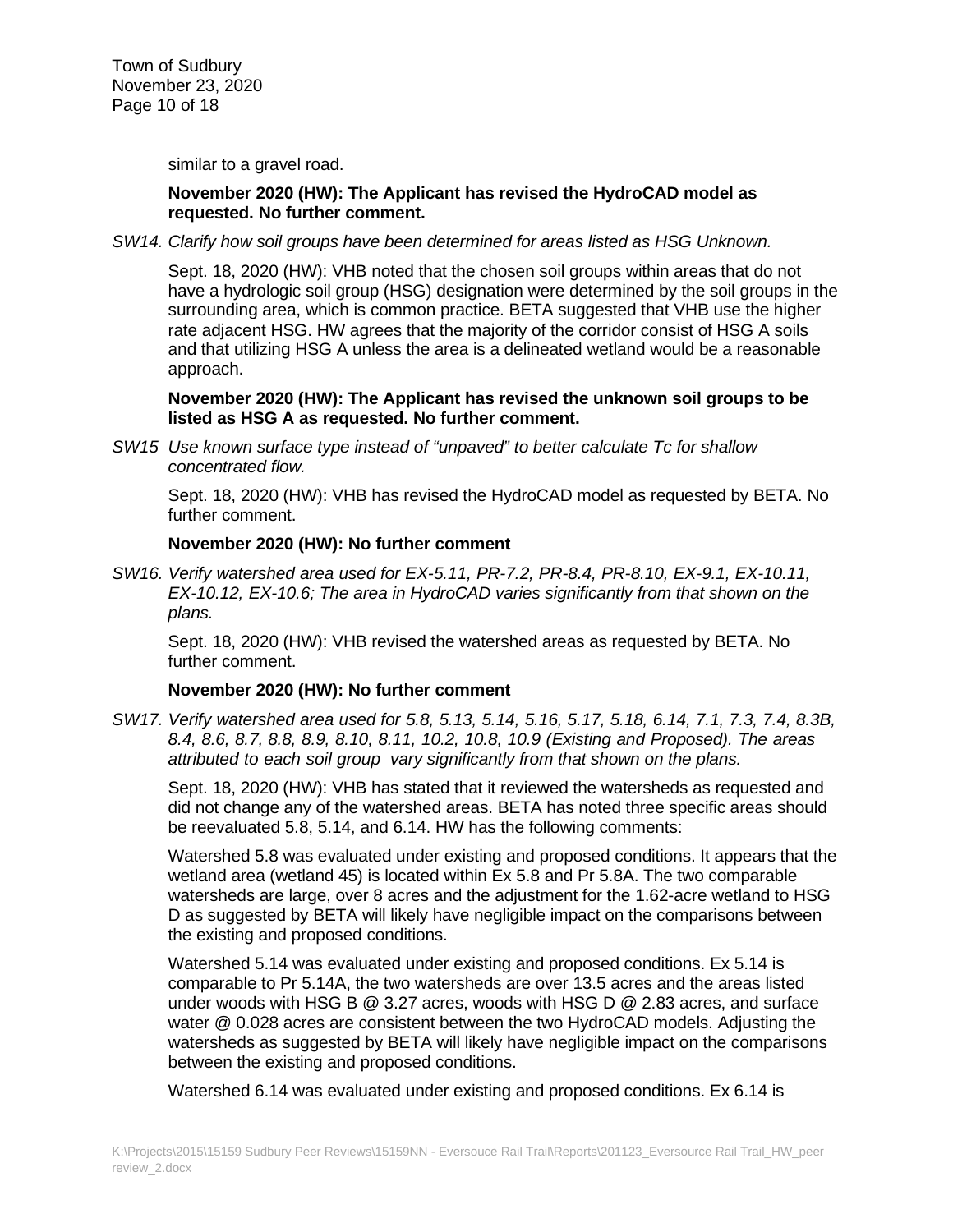similar to a gravel road.

**November 2020 (HW): The Applicant has revised the HydroCAD model as requested. No further comment.**

*SW14. Clarify how soil groups have been determined for areas listed as HSG Unknown.*

Sept. 18, 2020 (HW): VHB noted that the chosen soil groups within areas that do not have a hydrologic soil group (HSG) designation were determined by the soil groups in the surrounding area, which is common practice. BETA suggested that VHB use the higher rate adjacent HSG. HW agrees that the majority of the corridor consist of HSG A soils and that utilizing HSG A unless the area is a delineated wetland would be a reasonable approach.

**November 2020 (HW): The Applicant has revised the unknown soil groups to be listed as HSG A as requested. No further comment.**

*SW15 Use known surface type instead of "unpaved" to better calculate Tc for shallow concentrated flow.*

Sept. 18, 2020 (HW): VHB has revised the HydroCAD model as requested by BETA. No further comment.

**November 2020 (HW): No further comment**

*SW16. Verify watershed area used for EX-5.11, PR-7.2, PR-8.4, PR-8.10, EX-9.1, EX-10.11, EX-10.12, EX-10.6; The area in HydroCAD varies significantly from that shown on the plans.*

Sept. 18, 2020 (HW): VHB revised the watershed areas as requested by BETA. No further comment.

**November 2020 (HW): No further comment**

*SW17. Verify watershed area used for 5.8, 5.13, 5.14, 5.16, 5.17, 5.18, 6.14, 7.1, 7.3, 7.4, 8.3B, 8.4, 8.6, 8.7, 8.8, 8.9, 8.10, 8.11, 10.2, 10.8, 10.9 (Existing and Proposed). The areas attributed to each soil group vary significantly from that shown on the plans.*

Sept. 18, 2020 (HW): VHB has stated that it reviewed the watersheds as requested and did not change any of the watershed areas. BETA has noted three specific areas should be reevaluated 5.8, 5.14, and 6.14. HW has the following comments:

Watershed 5.8 was evaluated under existing and proposed conditions. It appears that the wetland area (wetland 45) is located within Ex 5.8 and Pr 5.8A. The two comparable watersheds are large, over 8 acres and the adjustment for the 1.62-acre wetland to HSG D as suggested by BETA will likely have negligible impact on the comparisons between the existing and proposed conditions.

Watershed 5.14 was evaluated under existing and proposed conditions. Ex 5.14 is comparable to Pr 5.14A, the two watersheds are over 13.5 acres and the areas listed under woods with HSG B @ 3.27 acres, woods with HSG D @ 2.83 acres, and surface water @ 0.028 acres are consistent between the two HydroCAD models. Adjusting the watersheds as suggested by BETA will likely have negligible impact on the comparisons between the existing and proposed conditions.

Watershed 6.14 was evaluated under existing and proposed conditions. Ex 6.14 is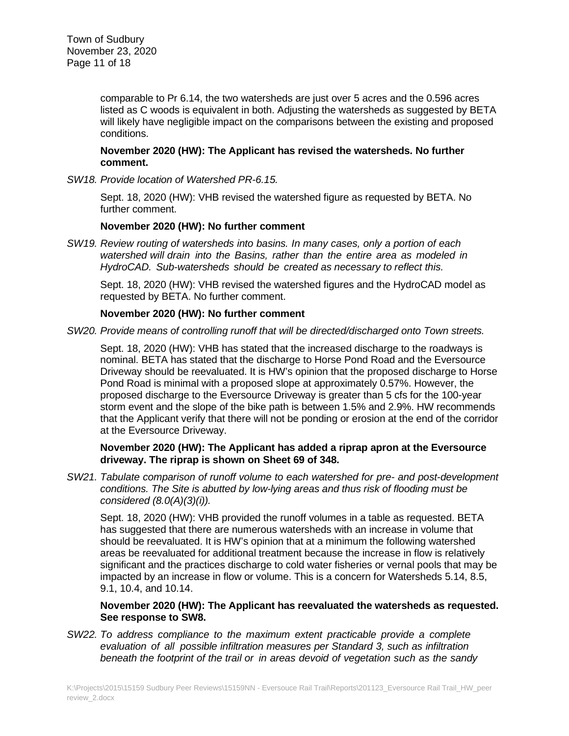comparable to Pr 6.14, the two watersheds are just over 5 acres and the 0.596 acres listed as C woods is equivalent in both. Adjusting the watersheds as suggested by BETA will likely have negligible impact on the comparisons between the existing and proposed conditions.

**November 2020 (HW): The Applicant has revised the watersheds. No further comment.**

*SW18. Provide location of Watershed PR-6.15.*

Sept. 18, 2020 (HW): VHB revised the watershed figure as requested by BETA. No further comment.

**November 2020 (HW): No further comment**

*SW19. Review routing of watersheds into basins. In many cases, only a portion of each watershed will drain into the Basins, rather than the entire area as modeled in HydroCAD. Sub-watersheds should be created as necessary to reflect this.*

Sept. 18, 2020 (HW): VHB revised the watershed figures and the HydroCAD model as requested by BETA. No further comment.

**November 2020 (HW): No further comment**

*SW20. Provide means of controlling runoff that will be directed/discharged onto Town streets.*

Sept. 18, 2020 (HW): VHB has stated that the increased discharge to the roadways is nominal. BETA has stated that the discharge to Horse Pond Road and the Eversource Driveway should be reevaluated. It is HW's opinion that the proposed discharge to Horse Pond Road is minimal with a proposed slope at approximately 0.57%. However, the proposed discharge to the Eversource Driveway is greater than 5 cfs for the 100-year storm event and the slope of the bike path is between 1.5% and 2.9%. HW recommends that the Applicant verify that there will not be ponding or erosion at the end of the corridor at the Eversource Driveway.

**November 2020 (HW): The Applicant has added a riprap apron at the Eversource driveway. The riprap is shown on Sheet 69 of 348.**

*SW21. Tabulate comparison of runoff volume to each watershed for pre- and post-development conditions. The Site is abutted by low-lying areas and thus risk of flooding must be considered (8.0(A)(3)(i)).*

Sept. 18, 2020 (HW): VHB provided the runoff volumes in a table as requested. BETA has suggested that there are numerous watersheds with an increase in volume that should be reevaluated. It is HW's opinion that at a minimum the following watershed areas be reevaluated for additional treatment because the increase in flow is relatively significant and the practices discharge to cold water fisheries or vernal pools that may be impacted by an increase in flow or volume. This is a concern for Watersheds 5.14, 8.5, 9.1, 10.4, and 10.14.

**November 2020 (HW): The Applicant has reevaluated the watersheds as requested. See response to SW8.**

*SW22. To address compliance to the maximum extent practicable provide a complete evaluation of all possible infiltration measures per Standard 3, such as infiltration beneath the footprint of the trail or in areas devoid of vegetation such as the sandy*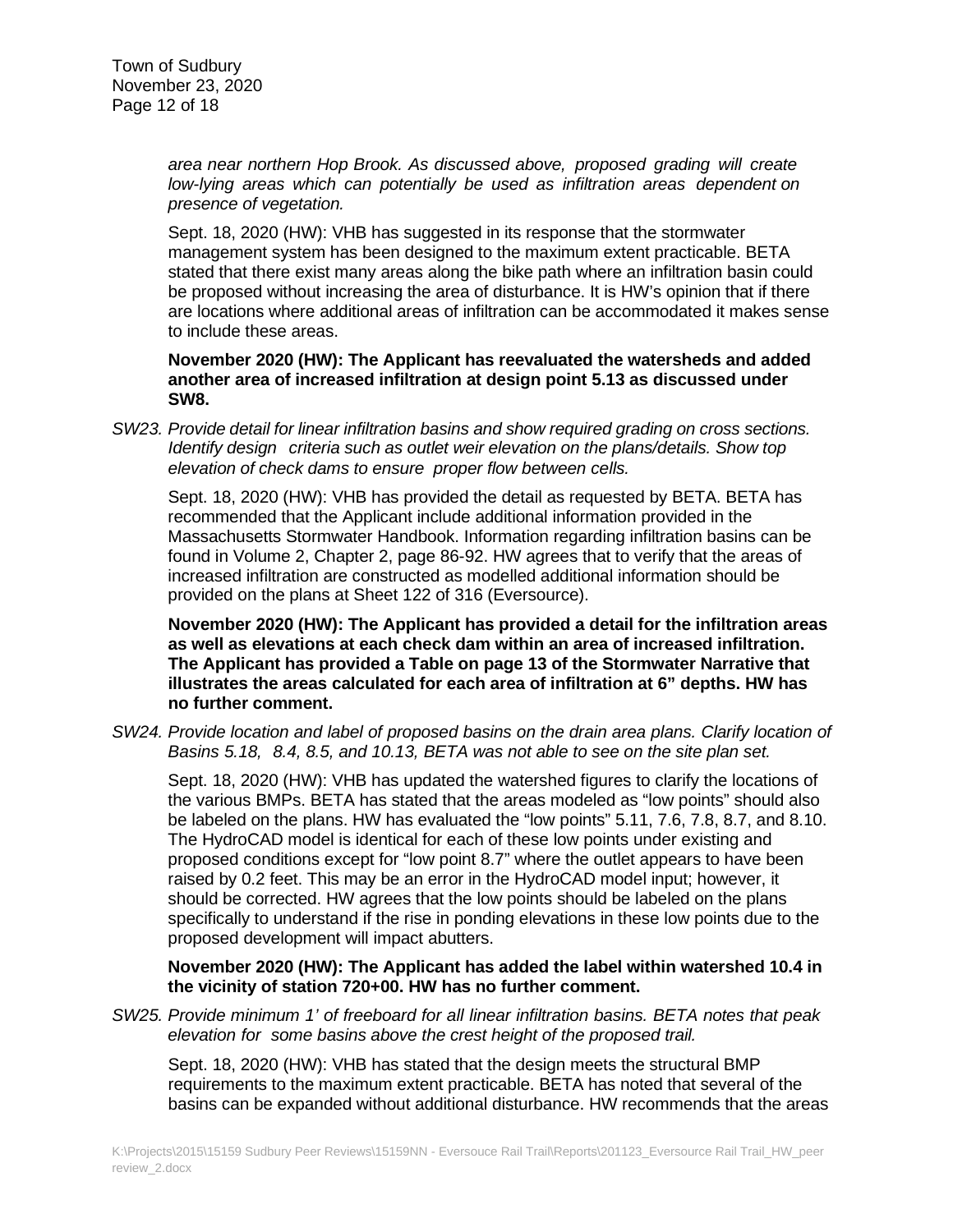*area near northern Hop Brook. As discussed above, proposed grading will create low-lying areas which can potentially be used as infiltration areas dependent on presence of vegetation.*

Sept. 18, 2020 (HW): VHB has suggested in its response that the stormwater management system has been designed to the maximum extent practicable. BETA stated that there exist many areas along the bike path where an infiltration basin could be proposed without increasing the area of disturbance. It is HW's opinion that if there are locations where additional areas of infiltration can be accommodated it makes sense to include these areas.

**November 2020 (HW): The Applicant has reevaluated the watersheds and added another area of increased infiltration at design point 5.13 as discussed under SW8.**

*SW23. Provide detail for linear infiltration basins and show required grading on cross sections. Identify design criteria such as outlet weir elevation on the plans/details. Show top elevation of check dams to ensure proper flow between cells.*

Sept. 18, 2020 (HW): VHB has provided the detail as requested by BETA. BETA has recommended that the Applicant include additional information provided in the Massachusetts Stormwater Handbook. Information regarding infiltration basins can be found in Volume 2, Chapter 2, page 86-92. HW agrees that to verify that the areas of increased infiltration are constructed as modelled additional information should be provided on the plans at Sheet 122 of 316 (Eversource).

**November 2020 (HW): The Applicant has provided a detail for the infiltration areas as well as elevations at each check dam within an area of increased infiltration. The Applicant has provided a Table on page 13 of the Stormwater Narrative that illustrates the areas calculated for each area of infiltration at 6" depths. HW has no further comment.**

*SW24. Provide location and label of proposed basins on the drain area plans. Clarify location of Basins 5.18, 8.4, 8.5, and 10.13, BETA was not able to see on the site plan set.*

Sept. 18, 2020 (HW): VHB has updated the watershed figures to clarify the locations of the various BMPs. BETA has stated that the areas modeled as "low points" should also be labeled on the plans. HW has evaluated the "low points" 5.11, 7.6, 7.8, 8.7, and 8.10. The HydroCAD model is identical for each of these low points under existing and proposed conditions except for "low point 8.7" where the outlet appears to have been raised by 0.2 feet. This may be an error in the HydroCAD model input; however, it should be corrected. HW agrees that the low points should be labeled on the plans specifically to understand if the rise in ponding elevations in these low points due to the proposed development will impact abutters.

**November 2020 (HW): The Applicant has added the label within watershed 10.4 in the vicinity of station 720+00. HW has no further comment.**

*SW25. Provide minimum 1' of freeboard for all linear infiltration basins. BETA notes that peak elevation for some basins above the crest height of the proposed trail.*

Sept. 18, 2020 (HW): VHB has stated that the design meets the structural BMP requirements to the maximum extent practicable. BETA has noted that several of the basins can be expanded without additional disturbance. HW recommends that the areas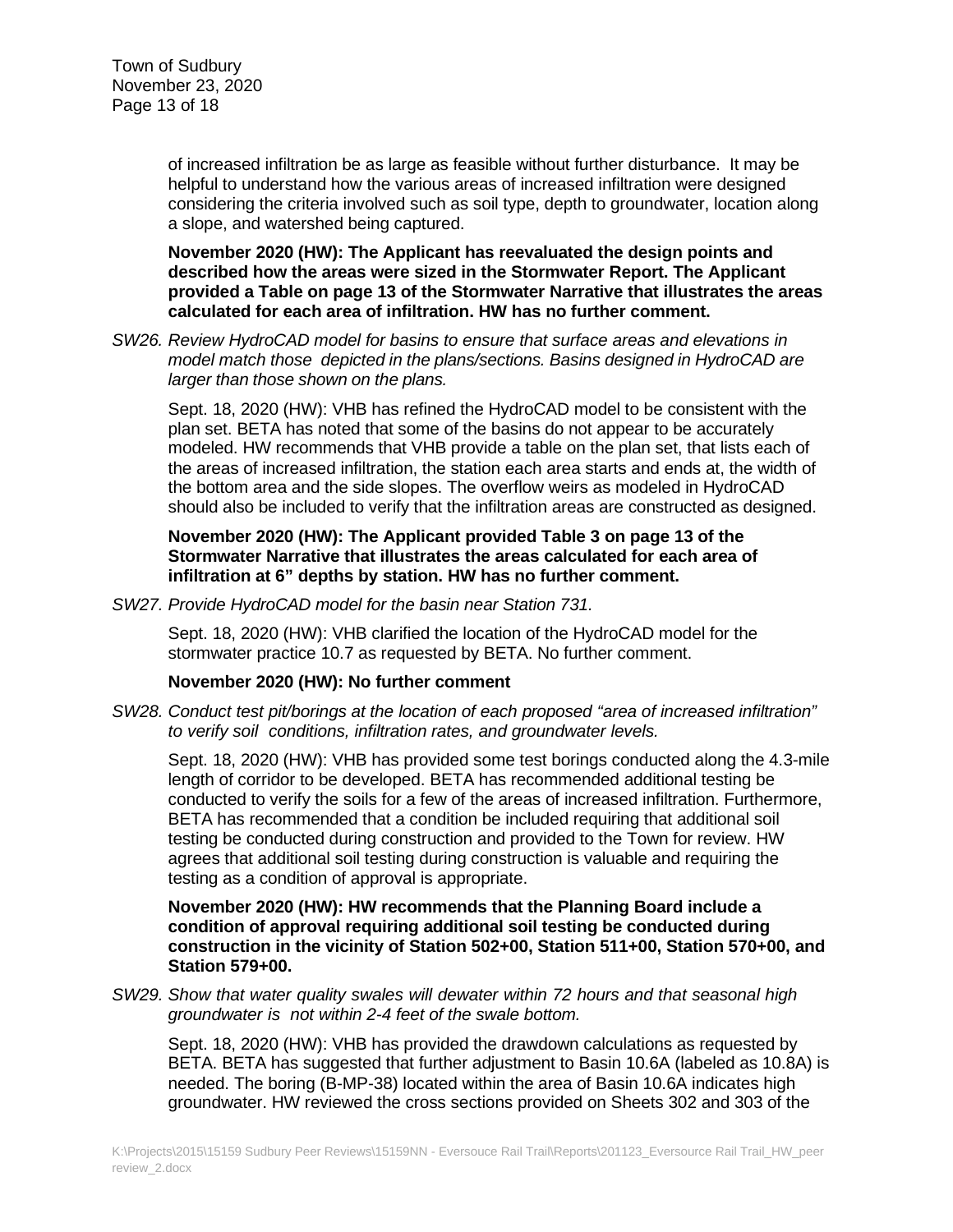of increased infiltration be as large as feasible without further disturbance. It may be helpful to understand how the various areas of increased infiltration were designed considering the criteria involved such as soil type, depth to groundwater, location along a slope, and watershed being captured.

**November 2020 (HW): The Applicant has reevaluated the design points and described how the areas were sized in the Stormwater Report. The Applicant provided a Table on page 13 of the Stormwater Narrative that illustrates the areas calculated for each area of infiltration. HW has no further comment.**

*SW26. Review HydroCAD model for basins to ensure that surface areas and elevations in model match those depicted in the plans/sections. Basins designed in HydroCAD are larger than those shown on the plans.*

Sept. 18, 2020 (HW): VHB has refined the HydroCAD model to be consistent with the plan set. BETA has noted that some of the basins do not appear to be accurately modeled. HW recommends that VHB provide a table on the plan set, that lists each of the areas of increased infiltration, the station each area starts and ends at, the width of the bottom area and the side slopes. The overflow weirs as modeled in HydroCAD should also be included to verify that the infiltration areas are constructed as designed.

**November 2020 (HW): The Applicant provided Table 3 on page 13 of the Stormwater Narrative that illustrates the areas calculated for each area of infiltration at 6" depths by station. HW has no further comment.**

*SW27. Provide HydroCAD model for the basin near Station 731.*

Sept. 18, 2020 (HW): VHB clarified the location of the HydroCAD model for the stormwater practice 10.7 as requested by BETA. No further comment.

**November 2020 (HW): No further comment**

*SW28. Conduct test pit/borings at the location of each proposed "area of increased infiltration" to verify soil conditions, infiltration rates, and groundwater levels.*

Sept. 18, 2020 (HW): VHB has provided some test borings conducted along the 4.3-mile length of corridor to be developed. BETA has recommended additional testing be conducted to verify the soils for a few of the areas of increased infiltration. Furthermore, BETA has recommended that a condition be included requiring that additional soil testing be conducted during construction and provided to the Town for review. HW agrees that additional soil testing during construction is valuable and requiring the testing as a condition of approval is appropriate.

**November 2020 (HW): HW recommends that the Planning Board include a condition of approval requiring additional soil testing be conducted during construction in the vicinity of Station 502+00, Station 511+00, Station 570+00, and Station 579+00.**

*SW29. Show that water quality swales will dewater within 72 hours and that seasonal high groundwater is not within 2-4 feet of the swale bottom.*

Sept. 18, 2020 (HW): VHB has provided the drawdown calculations as requested by BETA. BETA has suggested that further adjustment to Basin 10.6A (labeled as 10.8A) is needed. The boring (B-MP-38) located within the area of Basin 10.6A indicates high groundwater. HW reviewed the cross sections provided on Sheets 302 and 303 of the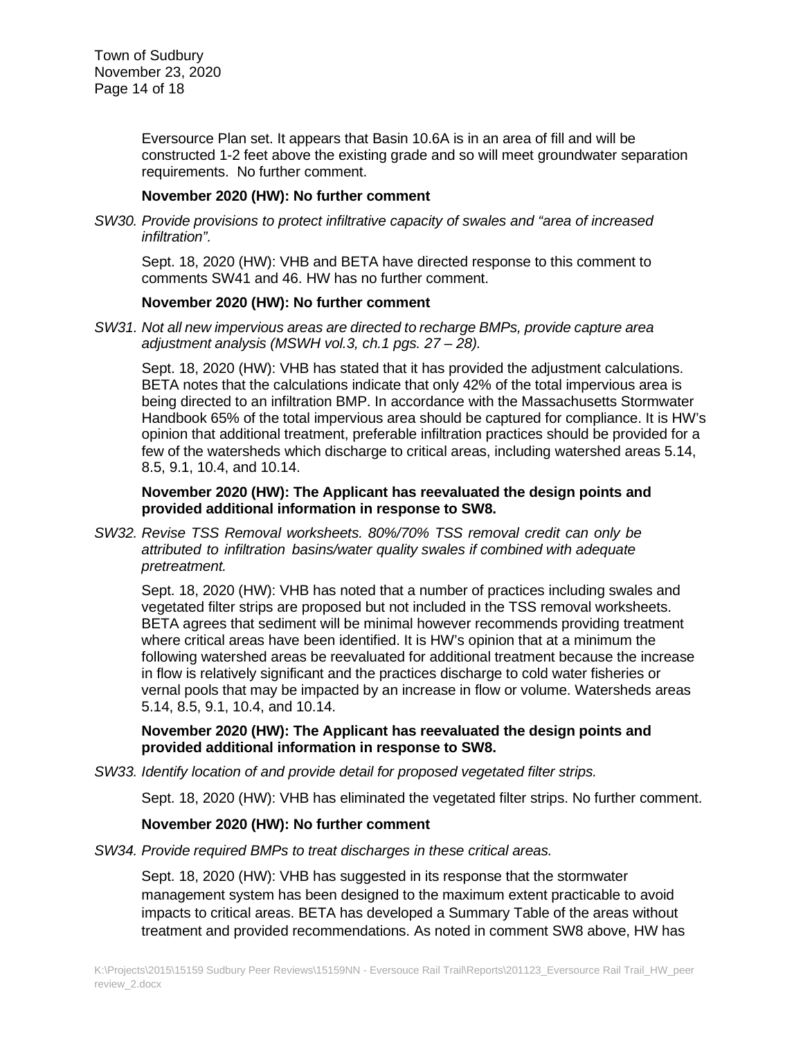Eversource Plan set. It appears that Basin 10.6A is in an area of fill and will be constructed 1-2 feet above the existing grade and so will meet groundwater separation requirements. No further comment.

**November 2020 (HW): No further comment**

*SW30. Provide provisions to protect infiltrative capacity of swales and "area of increased infiltration".*

Sept. 18, 2020 (HW): VHB and BETA have directed response to this comment to comments SW41 and 46. HW has no further comment.

**November 2020 (HW): No further comment**

*SW31. Not all new impervious areas are directed to recharge BMPs, provide capture area adjustment analysis (MSWH vol.3, ch.1 pgs. 27 – 28).*

Sept. 18, 2020 (HW): VHB has stated that it has provided the adjustment calculations. BETA notes that the calculations indicate that only 42% of the total impervious area is being directed to an infiltration BMP. In accordance with the Massachusetts Stormwater Handbook 65% of the total impervious area should be captured for compliance. It is HW's opinion that additional treatment, preferable infiltration practices should be provided for a few of the watersheds which discharge to critical areas, including watershed areas 5.14, 8.5, 9.1, 10.4, and 10.14.

**November 2020 (HW): The Applicant has reevaluated the design points and provided additional information in response to SW8.**

*SW32. Revise TSS Removal worksheets. 80%/70% TSS removal credit can only be attributed to infiltration basins/water quality swales if combined with adequate pretreatment.*

Sept. 18, 2020 (HW): VHB has noted that a number of practices including swales and vegetated filter strips are proposed but not included in the TSS removal worksheets. BETA agrees that sediment will be minimal however recommends providing treatment where critical areas have been identified. It is HW's opinion that at a minimum the following watershed areas be reevaluated for additional treatment because the increase in flow is relatively significant and the practices discharge to cold water fisheries or vernal pools that may be impacted by an increase in flow or volume. Watersheds areas 5.14, 8.5, 9.1, 10.4, and 10.14.

**November 2020 (HW): The Applicant has reevaluated the design points and provided additional information in response to SW8.**

*SW33. Identify location of and provide detail for proposed vegetated filter strips.*

Sept. 18, 2020 (HW): VHB has eliminated the vegetated filter strips. No further comment.

**November 2020 (HW): No further comment**

*SW34. Provide required BMPs to treat discharges in these critical areas.*

Sept. 18, 2020 (HW): VHB has suggested in its response that the stormwater management system has been designed to the maximum extent practicable to avoid impacts to critical areas. BETA has developed a Summary Table of the areas without treatment and provided recommendations. As noted in comment SW8 above, HW has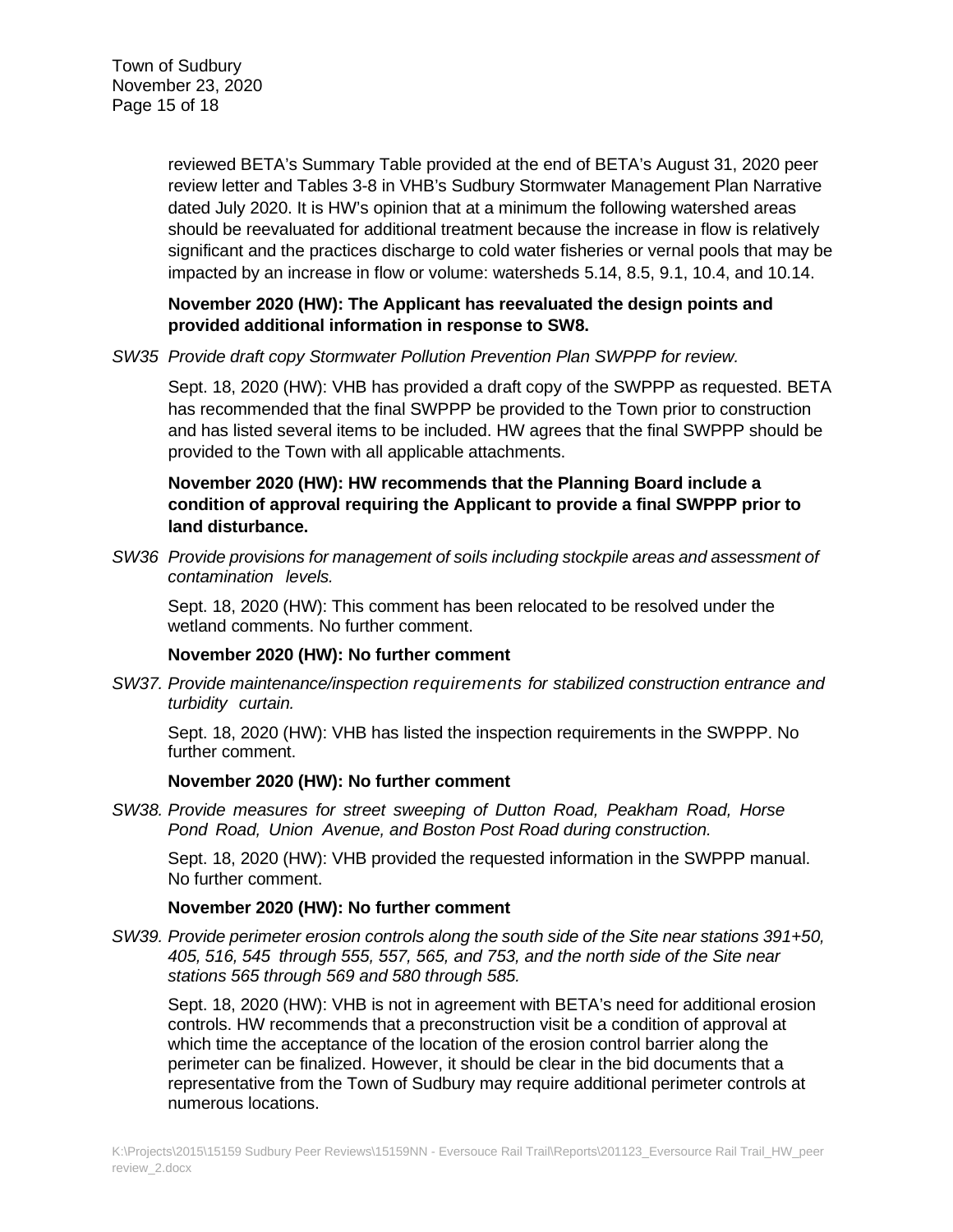reviewed BETA's Summary Table provided at the end of BETA's August 31, 2020 peer review letter and Tables 3-8 in VHB's Sudbury Stormwater Management Plan Narrative dated July 2020. It is HW's opinion that at a minimum the following watershed areas should be reevaluated for additional treatment because the increase in flow is relatively significant and the practices discharge to cold water fisheries or vernal pools that may be impacted by an increase in flow or volume: watersheds 5.14, 8.5, 9.1, 10.4, and 10.14.

**November 2020 (HW): The Applicant has reevaluated the design points and provided additional information in response to SW8.**

*SW35 Provide draft copy Stormwater Pollution Prevention Plan SWPPP for review.*

Sept. 18, 2020 (HW): VHB has provided a draft copy of the SWPPP as requested. BETA has recommended that the final SWPPP be provided to the Town prior to construction and has listed several items to be included. HW agrees that the final SWPPP should be provided to the Town with all applicable attachments.

**November 2020 (HW): HW recommends that the Planning Board include a condition of approval requiring the Applicant to provide a final SWPPP prior to land disturbance.**

*SW36 Provide provisions for management of soils including stockpile areas and assessment of contamination levels.*

Sept. 18, 2020 (HW): This comment has been relocated to be resolved under the wetland comments. No further comment.

**November 2020 (HW): No further comment**

*SW37. Provide maintenance/inspection requirements for stabilized construction entrance and turbidity curtain.*

Sept. 18, 2020 (HW): VHB has listed the inspection requirements in the SWPPP. No further comment.

**November 2020 (HW): No further comment**

*SW38. Provide measures for street sweeping of Dutton Road, Peakham Road, Horse Pond Road, Union Avenue, and Boston Post Road during construction.*

Sept. 18, 2020 (HW): VHB provided the requested information in the SWPPP manual. No further comment.

**November 2020 (HW): No further comment**

*SW39. Provide perimeter erosion controls along the south side of the Site near stations 391+50, 405, 516, 545 through 555, 557, 565, and 753, and the north side of the Site near stations 565 through 569 and 580 through 585.*

Sept. 18, 2020 (HW): VHB is not in agreement with BETA's need for additional erosion controls. HW recommends that a preconstruction visit be a condition of approval at which time the acceptance of the location of the erosion control barrier along the perimeter can be finalized. However, it should be clear in the bid documents that a representative from the Town of Sudbury may require additional perimeter controls at numerous locations.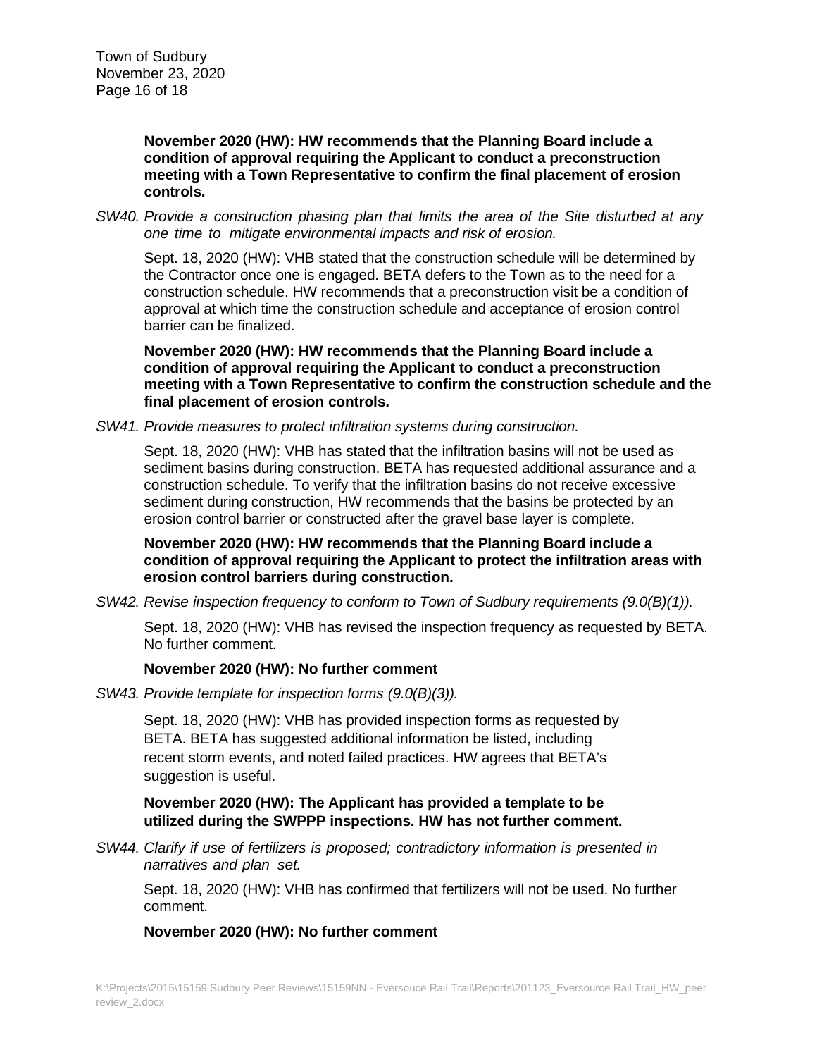**November 2020 (HW): HW recommends that the Planning Board include a condition of approval requiring the Applicant to conduct a preconstruction meeting with a Town Representative to confirm the final placement of erosion controls.**

*SW40. Provide a construction phasing plan that limits the area of the Site disturbed at any one time to mitigate environmental impacts and risk of erosion.*

Sept. 18, 2020 (HW): VHB stated that the construction schedule will be determined by the Contractor once one is engaged. BETA defers to the Town as to the need for a construction schedule. HW recommends that a preconstruction visit be a condition of approval at which time the construction schedule and acceptance of erosion control barrier can be finalized.

**November 2020 (HW): HW recommends that the Planning Board include a condition of approval requiring the Applicant to conduct a preconstruction meeting with a Town Representative to confirm the construction schedule and the final placement of erosion controls.**

*SW41. Provide measures to protect infiltration systems during construction.*

Sept. 18, 2020 (HW): VHB has stated that the infiltration basins will not be used as sediment basins during construction. BETA has requested additional assurance and a construction schedule. To verify that the infiltration basins do not receive excessive sediment during construction, HW recommends that the basins be protected by an erosion control barrier or constructed after the gravel base layer is complete.

**November 2020 (HW): HW recommends that the Planning Board include a condition of approval requiring the Applicant to protect the infiltration areas with erosion control barriers during construction.**

*SW42. Revise inspection frequency to conform to Town of Sudbury requirements (9.0(B)(1)).*

Sept. 18, 2020 (HW): VHB has revised the inspection frequency as requested by BETA. No further comment.

**November 2020 (HW): No further comment**

*SW43. Provide template for inspection forms (9.0(B)(3)).*

Sept. 18, 2020 (HW): VHB has provided inspection forms as requested by BETA. BETA has suggested additional information be listed, including recent storm events, and noted failed practices. HW agrees that BETA's suggestion is useful.

**November 2020 (HW): The Applicant has provided a template to be utilized during the SWPPP inspections. HW has not further comment.**

*SW44. Clarify if use of fertilizers is proposed; contradictory information is presented in narratives and plan set.*

Sept. 18, 2020 (HW): VHB has confirmed that fertilizers will not be used. No further comment.

**November 2020 (HW): No further comment**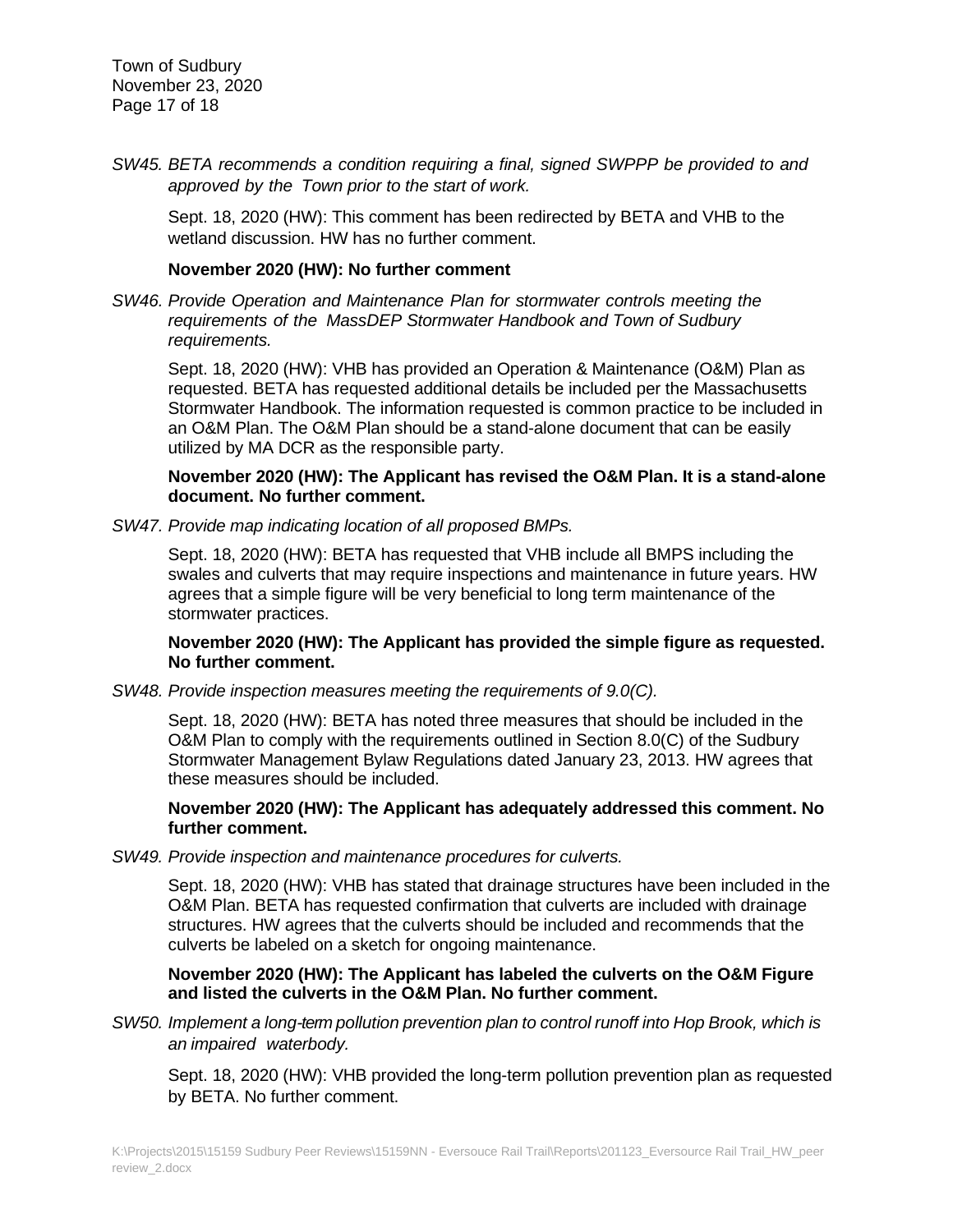*SW45. BETA recommends a condition requiring a final, signed SWPPP be provided to and approved by the Town prior to the start of work.*

Sept. 18, 2020 (HW): This comment has been redirected by BETA and VHB to the wetland discussion. HW has no further comment.

**November 2020 (HW): No further comment**

*SW46. Provide Operation and Maintenance Plan for stormwater controls meeting the requirements of the MassDEP Stormwater Handbook and Town of Sudbury requirements.*

Sept. 18, 2020 (HW): VHB has provided an Operation & Maintenance (O&M) Plan as requested. BETA has requested additional details be included per the Massachusetts Stormwater Handbook. The information requested is common practice to be included in an O&M Plan. The O&M Plan should be a stand-alone document that can be easily utilized by MA DCR as the responsible party.

**November 2020 (HW): The Applicant has revised the O&M Plan. It is a stand-alone document. No further comment.**

*SW47. Provide map indicating location of all proposed BMPs.*

Sept. 18, 2020 (HW): BETA has requested that VHB include all BMPS including the swales and culverts that may require inspections and maintenance in future years. HW agrees that a simple figure will be very beneficial to long term maintenance of the stormwater practices.

**November 2020 (HW): The Applicant has provided the simple figure as requested. No further comment.**

*SW48. Provide inspection measures meeting the requirements of 9.0(C).*

Sept. 18, 2020 (HW): BETA has noted three measures that should be included in the O&M Plan to comply with the requirements outlined in Section 8.0(C) of the Sudbury Stormwater Management Bylaw Regulations dated January 23, 2013. HW agrees that these measures should be included.

**November 2020 (HW): The Applicant has adequately addressed this comment. No further comment.**

*SW49. Provide inspection and maintenance procedures for culverts.*

Sept. 18, 2020 (HW): VHB has stated that drainage structures have been included in the O&M Plan. BETA has requested confirmation that culverts are included with drainage structures. HW agrees that the culverts should be included and recommends that the culverts be labeled on a sketch for ongoing maintenance.

**November 2020 (HW): The Applicant has labeled the culverts on the O&M Figure and listed the culverts in the O&M Plan. No further comment.**

*SW50. Implement a long-term pollution prevention plan to control runoff into Hop Brook, which is an impaired waterbody.*

Sept. 18, 2020 (HW): VHB provided the long-term pollution prevention plan as requested by BETA. No further comment.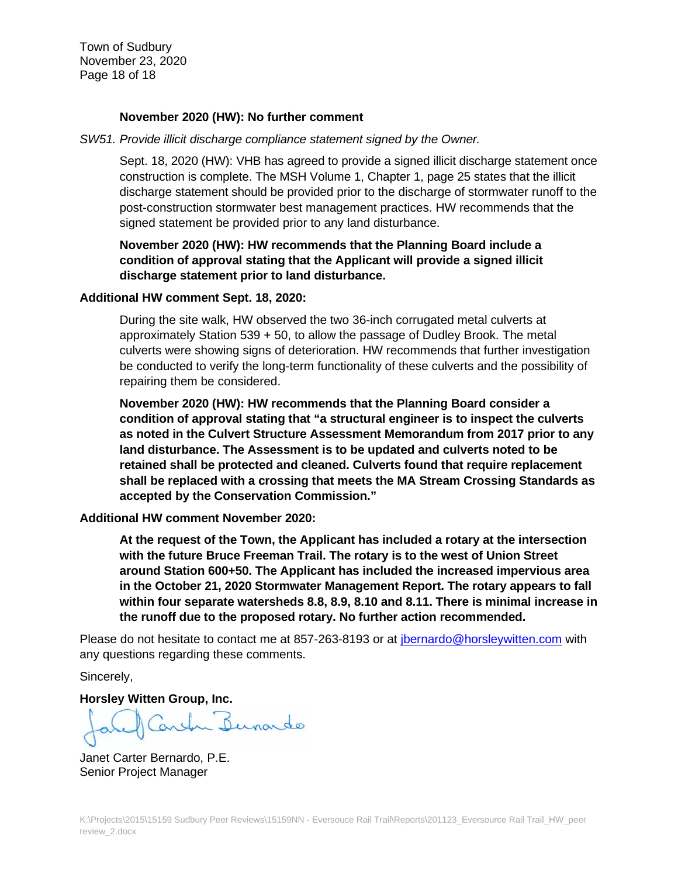**November 2020 (HW): No further comment**

*SW51. Provide illicit discharge compliance statement signed by the Owner.*

Sept. 18, 2020 (HW): VHB has agreed to provide a signed illicit discharge statement once construction is complete. The MSH Volume 1, Chapter 1, page 25 states that the illicit discharge statement should be provided prior to the discharge of stormwater runoff to the post-construction stormwater best management practices. HW recommends that the signed statement be provided prior to any land disturbance.

**November 2020 (HW): HW recommends that the Planning Board include a condition of approval stating that the Applicant will provide a signed illicit discharge statement prior to land disturbance.**

**Additional HW comment Sept. 18, 2020:**

During the site walk, HW observed the two 36-inch corrugated metal culverts at approximately Station 539 + 50, to allow the passage of Dudley Brook. The metal culverts were showing signs of deterioration. HW recommends that further investigation be conducted to verify the long-term functionality of these culverts and the possibility of repairing them be considered.

**November 2020 (HW): HW recommends that the Planning Board consider a condition of approval stating that "a structural engineer is to inspect the culverts as noted in the Culvert Structure Assessment Memorandum from 2017 prior to any land disturbance. The Assessment is to be updated and culverts noted to be retained shall be protected and cleaned. Culverts found that require replacement shall be replaced with a crossing that meets the MA Stream Crossing Standards as accepted by the Conservation Commission."**

**Additional HW comment November 2020:**

**At the request of the Town, the Applicant has included a rotary at the intersection with the future Bruce Freeman Trail. The rotary is to the west of Union Street around Station 600+50. The Applicant has included the increased impervious area in the October 21, 2020 Stormwater Management Report. The rotary appears to fall within four separate watersheds 8.8, 8.9, 8.10 and 8.11. There is minimal increase in the runoff due to the proposed rotary. No further action recommended.**

Please do not hesitate to contact me at 857-263-8193 or at jbernardo@horsleywitten.com with any questions regarding these comments.

Sincerely,

**Horsley Witten Group, Inc.**

Janet Carter Bernardo

Janet Carter Bernardo, P.E.
Senior Project Manager

K:\Projects\2015\15159 Sudbury Peer Reviews\15159NN - Eversouce Rail Trail\Reports\201123_Eversource Rail Trail_HW_peer review_2.docx